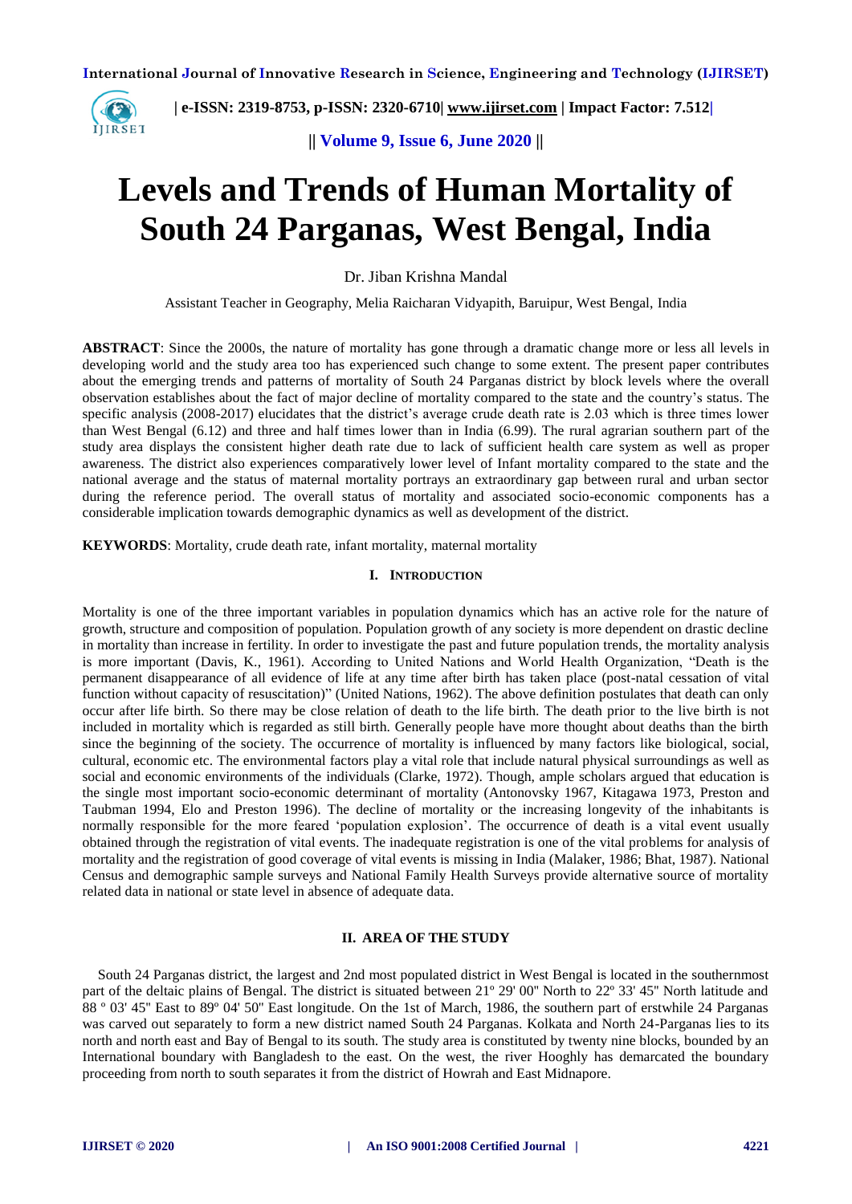# Levels and Trends of Human Mortality of South 24 Parganas, West Bengal, India

Dr. Jiban Krishna Mandal

Assistant Teacher in Geography, Melia Raicharan Vidyapith, Baruipur, West Bengal, India

**ABSTRACT**: Since the 2000s, the nature of mortality has gone through a dramatic change more or less all levels in developing world and the study area too has experienced such change to some extent. The present paper contributes about the emerging trends and patterns of mortality of South 24 Parganas district by block levels where the overall observation establishes about the fact of major decline of mortality compared to the state and the country's status. The specific analysis (2008-2017) elucidates that the district's average crude death rate is 2.03 which is three times lower than West Bengal (6.12) and three and half times lower than in India (6.99). The rural agrarian southern part of the study area displays the consistent higher death rate due to lack of sufficient health care system as well as proper awareness. The district also experiences comparatively lower level of Infant mortality compared to the state and the national average and the status of maternal mortality portrays an extraordinary gap between rural and urban sector during the reference period. The overall status of mortality and associated socio-economic components has a considerable implication towards demographic dynamics as well as development of the district.

**KEYWORDS**: Mortality, crude death rate, infant mortality, maternal mortality

## I. Introduction

Mortality is one of the three important variables in population dynamics which has an active role for the nature of growth, structure and composition of population. Population growth of any society is more dependent on drastic decline in mortality than increase in fertility. In order to investigate the past and future population trends, the mortality analysis is more important (Davis, K., 1961). According to United Nations and World Health Organization, "Death is the permanent disappearance of all evidence of life at any time after birth has taken place (post-natal cessation of vital function without capacity of resuscitation)" (United Nations, 1962). The above definition postulates that death can only occur after life birth. So there may be close relation of death to the life birth. The death prior to the live birth is not included in mortality which is regarded as still birth. Generally people have more thought about deaths than the birth since the beginning of the society. The occurrence of mortality is influenced by many factors like biological, social, cultural, economic etc. The environmental factors play a vital role that include natural physical surroundings as well as social and economic environments of the individuals (Clarke, 1972). Though, ample scholars argued that education is the single most important socio-economic determinant of mortality (Antonovsky 1967, Kitagawa 1973, Preston and Taubman 1994, Elo and Preston 1996). The decline of mortality or the increasing longevity of the inhabitants is normally responsible for the more feared 'population explosion'. The occurrence of death is a vital event usually obtained through the registration of vital events. The inadequate registration is one of the vital problems for analysis of mortality and the registration of good coverage of vital events is missing in India (Malaker, 1986; Bhat, 1987). National Census and demographic sample surveys and National Family Health Surveys provide alternative source of mortality related data in national or state level in absence of adequate data.

## II. AREA OF THE STUDY

South 24 Parganas district, the largest and 2nd most populated district in West Bengal is located in the southernmost part of the deltaic plains of Bengal. The district is situated between 21º 29' 00" North to 22º 33' 45" North latitude and 88 º 03' 45" East to 89º 04' 50" East longitude. On the 1st of March, 1986, the southern part of erstwhile 24 Parganas was carved out separately to form a new district named South 24 Parganas. Kolkata and North 24-Parganas lies to its north and north east and Bay of Bengal to its south. The study area is constituted by twenty nine blocks, bounded by an International boundary with Bangladesh to the east. On the west, the river Hooghly has demarcated the boundary proceeding from north to south separates it from the district of Howrah and East Midnapore.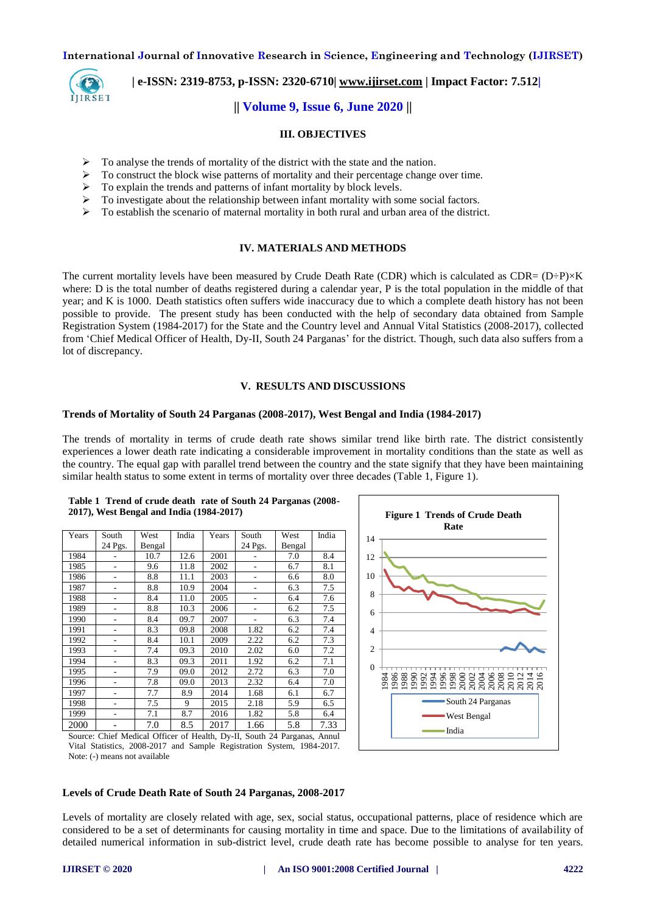### III. OBJECTIVES

- To analyse the trends of mortality of the district with the state and the nation.
- To construct the block wise patterns of mortality and their percentage change over time.
- To explain the trends and patterns of infant mortality by block levels.
- To investigate about the relationship between infant mortality with some social factors.
- To establish the scenario of maternal mortality in both rural and urban area of the district.

### IV. MATERIALS AND METHODS

The current mortality levels have been measured by Crude Death Rate (CDR) which is calculated as CDR= $(D \div P) \times K$ where: D is the total number of deaths registered during a calendar year, P is the total population in the middle of that year; and K is 1000. Death statistics often suffers wide inaccuracy due to which a complete death history has not been possible to provide. The present study has been conducted with the help of secondary data obtained from Sample Registration System (1984-2017) for the State and the Country level and Annual Vital Statistics (2008-2017), collected from 'Chief Medical Officer of Health, Dy-II, South 24 Parganas' for the district. Though, such data also suffers from a lot of discrepancy.

### V. RESULTS AND DISCUSSIONS

**Trends of Mortality of South 24 Parganas (2008-2017), West Bengal and India (1984-2017)**

The trends of mortality in terms of crude death rate shows similar trend like birth rate. The district consistently experiences a lower death rate indicating a considerable improvement in mortality conditions than the state as well as the country. The equal gap with parallel trend between the country and the state signify that they have been maintaining similar health status to some extent in terms of mortality over three decades (Table 1, Figure 1).

**Table 1 Trend of crude death rate of South 24 Parganas (2008-2017), West Bengal and India (1984-2017)**

| Years | South 24 Pgs. | West Bengal | India | Years | South 24 Pgs. | West Bengal | India |
|---|---|---|---|---|---|---|---|
| 1984 | - | 10.7 | 12.6 | 2001 | - | 7.0 | 8.4 |
| 1985 | - | 9.6 | 11.8 | 2002 | - | 6.7 | 8.1 |
| 1986 | - | 8.8 | 11.1 | 2003 | - | 6.6 | 8.0 |
| 1987 | - | 8.8 | 10.9 | 2004 | - | 6.3 | 7.5 |
| 1988 | - | 8.4 | 11.0 | 2005 | - | 6.4 | 7.6 |
| 1989 | - | 8.8 | 10.3 | 2006 | - | 6.2 | 7.5 |
| 1990 | - | 8.4 | 09.7 | 2007 | - | 6.3 | 7.4 |
| 1991 | - | 8.3 | 09.8 | 2008 | 1.82 | 6.2 | 7.4 |
| 1992 | - | 8.4 | 10.1 | 2009 | 2.22 | 6.2 | 7.3 |
| 1993 | - | 7.4 | 09.3 | 2010 | 2.02 | 6.0 | 7.2 |
| 1994 | - | 8.3 | 09.3 | 2011 | 1.92 | 6.2 | 7.1 |
| 1995 | - | 7.9 | 09.0 | 2012 | 2.72 | 6.3 | 7.0 |
| 1996 | - | 7.8 | 09.0 | 2013 | 2.32 | 6.4 | 7.0 |
| 1997 | - | 7.7 | 8.9 | 2014 | 1.68 | 6.1 | 6.7 |
| 1998 | - | 7.5 | 9 | 2015 | 2.18 | 5.9 | 6.5 |
| 1999 | - | 7.1 | 8.7 | 2016 | 1.82 | 5.8 | 6.4 |
| 2000 | - | 7.0 | 8.5 | 2017 | 1.66 | 5.8 | 7.33 |

Source: Chief Medical Officer of Health, Dy-II, South 24 Parganas, Annul Vital Statistics, 2008-2017 and Sample Registration System, 1984-2017.
Note: (-) means not available

Figure 1 Trends of Crude Death Rate

**Levels of Crude Death Rate of South 24 Parganas, 2008-2017**

Levels of mortality are closely related with age, sex, social status, occupational patterns, place of residence which are considered to be a set of determinants for causing mortality in time and space. Due to the limitations of availability of detailed numerical information in sub-district level, crude death rate has become possible to analyse for ten years.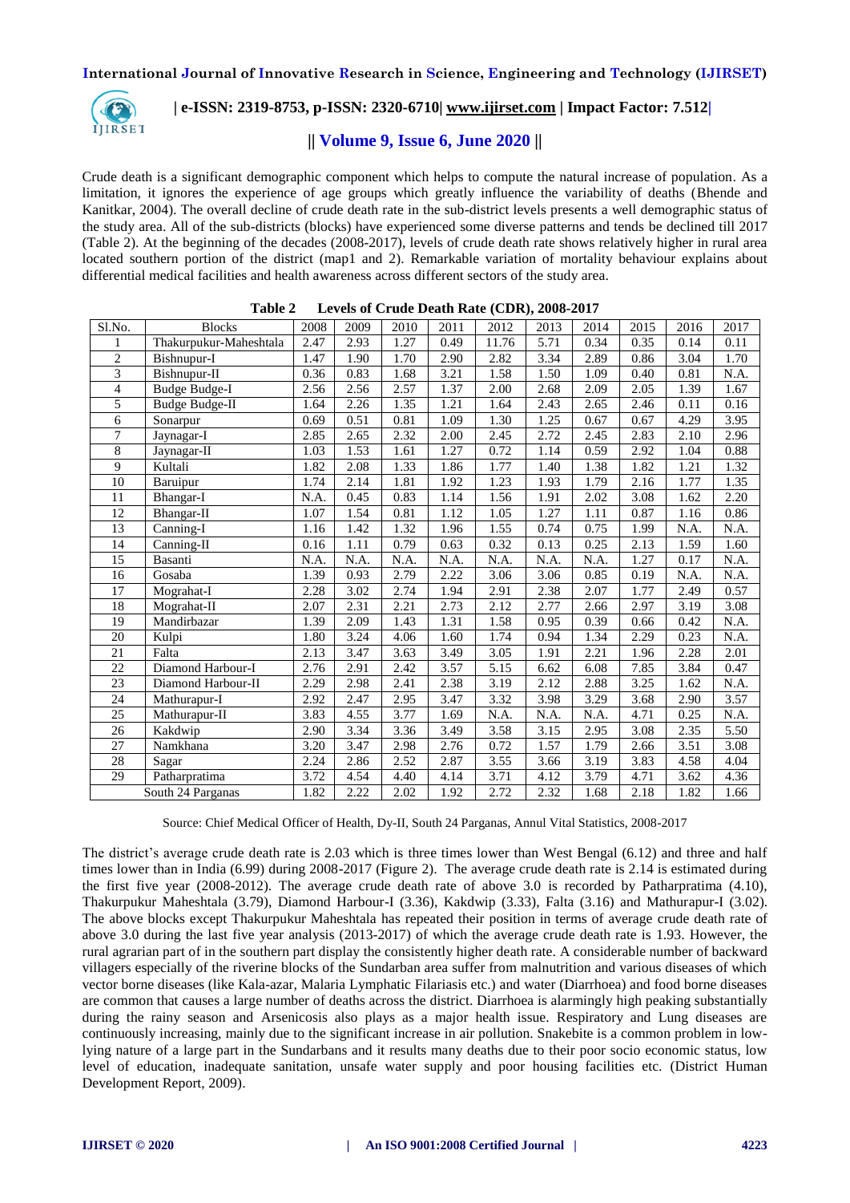Crude death is a significant demographic component which helps to compute the natural increase of population. As a limitation, it ignores the experience of age groups which greatly influence the variability of deaths (Bhende and Kanitkar, 2004). The overall decline of crude death rate in the sub-district levels presents a well demographic status of the study area. All of the sub-districts (blocks) have experienced some diverse patterns and tends be declined till 2017 (Table 2). At the beginning of the decades (2008-2017), levels of crude death rate shows relatively higher in rural area located southern portion of the district (map1 and 2). Remarkable variation of mortality behaviour explains about differential medical facilities and health awareness across different sectors of the study area.

**Table 2 Levels of Crude Death Rate (CDR), 2008-2017**

| Sl.No. | Blocks | 2008 | 2009 | 2010 | 2011 | 2012 | 2013 | 2014 | 2015 | 2016 | 2017 |
|---|---|---|---|---|---|---|---|---|---|---|---|
| 1 | Thakurpukur-Maheshtala | 2.47 | 2.93 | 1.27 | 0.49 | 11.76 | 5.71 | 0.34 | 0.35 | 0.14 | 0.11 |
| 2 | Bishnupur-I | 1.47 | 1.90 | 1.70 | 2.90 | 2.82 | 3.34 | 2.89 | 0.86 | 3.04 | 1.70 |
| 3 | Bishnupur-II | 0.36 | 0.83 | 1.68 | 3.21 | 1.58 | 1.50 | 1.09 | 0.40 | 0.81 | N.A. |
| 4 | Budge Budge-I | 2.56 | 2.56 | 2.57 | 1.37 | 2.00 | 2.68 | 2.09 | 2.05 | 1.39 | 1.67 |
| 5 | Budge Budge-II | 1.64 | 2.26 | 1.35 | 1.21 | 1.64 | 2.43 | 2.65 | 2.46 | 0.11 | 0.16 |
| 6 | Sonarpur | 0.69 | 0.51 | 0.81 | 1.09 | 1.30 | 1.25 | 0.67 | 0.67 | 4.29 | 3.95 |
| 7 | Jaynagar-I | 2.85 | 2.65 | 2.32 | 2.00 | 2.45 | 2.72 | 2.45 | 2.83 | 2.10 | 2.96 |
| 8 | Jaynagar-II | 1.03 | 1.53 | 1.61 | 1.27 | 0.72 | 1.14 | 0.59 | 2.92 | 1.04 | 0.88 |
| 9 | Kultali | 1.82 | 2.08 | 1.33 | 1.86 | 1.77 | 1.40 | 1.38 | 1.82 | 1.21 | 1.32 |
| 10 | Baruipur | 1.74 | 2.14 | 1.81 | 1.92 | 1.23 | 1.93 | 1.79 | 2.16 | 1.77 | 1.35 |
| 11 | Bhangar-I | N.A. | 0.45 | 0.83 | 1.14 | 1.56 | 1.91 | 2.02 | 3.08 | 1.62 | 2.20 |
| 12 | Bhangar-II | 1.07 | 1.54 | 0.81 | 1.12 | 1.05 | 1.27 | 1.11 | 0.87 | 1.16 | 0.86 |
| 13 | Canning-I | 1.16 | 1.42 | 1.32 | 1.96 | 1.55 | 0.74 | 0.75 | 1.99 | N.A. | N.A. |
| 14 | Canning-II | 0.16 | 1.11 | 0.79 | 0.63 | 0.32 | 0.13 | 0.25 | 2.13 | 1.59 | 1.60 |
| 15 | Basanti | N.A. | N.A. | N.A. | N.A. | N.A. | N.A. | N.A. | 1.27 | 0.17 | N.A. |
| 16 | Gosaba | 1.39 | 0.93 | 2.79 | 2.22 | 3.06 | 3.06 | 0.85 | 0.19 | N.A. | N.A. |
| 17 | Mograhat-I | 2.28 | 3.02 | 2.74 | 1.94 | 2.91 | 2.38 | 2.07 | 1.77 | 2.49 | 0.57 |
| 18 | Mograhat-II | 2.07 | 2.31 | 2.21 | 2.73 | 2.12 | 2.77 | 2.66 | 2.97 | 3.19 | 3.08 |
| 19 | Mandirbazar | 1.39 | 2.09 | 1.43 | 1.31 | 1.58 | 0.95 | 0.39 | 0.66 | 0.42 | N.A. |
| 20 | Kulpi | 1.80 | 3.24 | 4.06 | 1.60 | 1.74 | 0.94 | 1.34 | 2.29 | 0.23 | N.A. |
| 21 | Falta | 2.13 | 3.47 | 3.63 | 3.49 | 3.05 | 1.91 | 2.21 | 1.96 | 2.28 | 2.01 |
| 22 | Diamond Harbour-I | 2.76 | 2.91 | 2.42 | 3.57 | 5.15 | 6.62 | 6.08 | 7.85 | 3.84 | 0.47 |
| 23 | Diamond Harbour-II | 2.29 | 2.98 | 2.41 | 2.38 | 3.19 | 2.12 | 2.88 | 3.25 | 1.62 | N.A. |
| 24 | Mathurapur-I | 2.92 | 2.47 | 2.95 | 3.47 | 3.32 | 3.98 | 3.29 | 3.68 | 2.90 | 3.57 |
| 25 | Mathurapur-II | 3.83 | 4.55 | 3.77 | 1.69 | N.A. | N.A. | N.A. | 4.71 | 0.25 | N.A. |
| 26 | Kakdwip | 2.90 | 3.34 | 3.36 | 3.49 | 3.58 | 3.15 | 2.95 | 3.08 | 2.35 | 5.50 |
| 27 | Namkhana | 3.20 | 3.47 | 2.98 | 2.76 | 0.72 | 1.57 | 1.79 | 2.66 | 3.51 | 3.08 |
| 28 | Sagar | 2.24 | 2.86 | 2.52 | 2.87 | 3.55 | 3.66 | 3.19 | 3.83 | 4.58 | 4.04 |
| 29 | Patharpratima | 3.72 | 4.54 | 4.40 | 4.14 | 3.71 | 4.12 | 3.79 | 4.71 | 3.62 | 4.36 |
| South 24 Parganas | | 1.82 | 2.22 | 2.02 | 1.92 | 2.72 | 2.32 | 1.68 | 2.18 | 1.82 | 1.66 |

Source: Chief Medical Officer of Health, Dy-II, South 24 Parganas, Annul Vital Statistics, 2008-2017

The district's average crude death rate is 2.03 which is three times lower than West Bengal (6.12) and three and half times lower than in India (6.99) during 2008-2017 (Figure 2). The average crude death rate is 2.14 is estimated during the first five year (2008-2012). The average crude death rate of above 3.0 is recorded by Patharpratima (4.10), Thakurpukur Maheshtala (3.79), Diamond Harbour-I (3.36), Kakdwip (3.33), Falta (3.16) and Mathurapur-I (3.02). The above blocks except Thakurpukur Maheshtala has repeated their position in terms of average crude death rate of above 3.0 during the last five year analysis (2013-2017) of which the average crude death rate is 1.93. However, the rural agrarian part of in the southern part display the consistently higher death rate. A considerable number of backward villagers especially of the riverine blocks of the Sundarban area suffer from malnutrition and various diseases of which vector borne diseases (like Kala-azar, Malaria Lymphatic Filariasis etc.) and water (Diarrhoea) and food borne diseases are common that causes a large number of deaths across the district. Diarrhoea is alarmingly high peaking substantially during the rainy season and Arsenicosis also plays as a major health issue. Respiratory and Lung diseases are continuously increasing, mainly due to the significant increase in air pollution. Snakebite is a common problem in low-lying nature of a large part in the Sundarbans and it results many deaths due to their poor socio economic status, low level of education, inadequate sanitation, unsafe water supply and poor housing facilities etc. (District Human Development Report, 2009).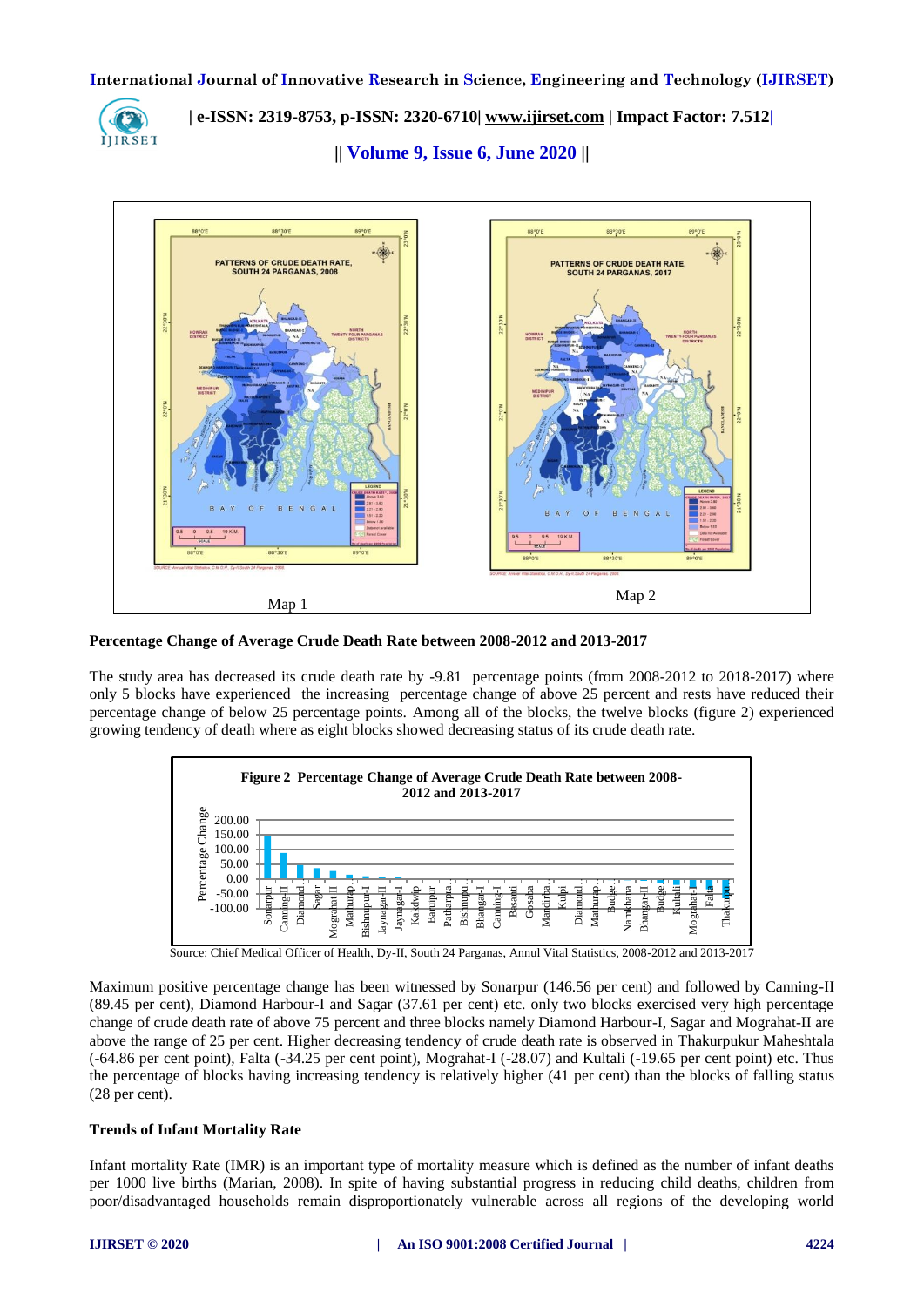Map 1

Map 2

**Percentage Change of Average Crude Death Rate between 2008-2012 and 2013-2017**

The study area has decreased its crude death rate by -9.81 percentage points (from 2008-2012 to 2018-2017) where only 5 blocks have experienced the increasing percentage change of above 25 percent and rests have reduced their percentage change of below 25 percentage points. Among all of the blocks, the twelve blocks (figure 2) experienced growing tendency of death where as eight blocks showed decreasing status of its crude death rate.

**Figure 2 Percentage Change of Average Crude Death Rate between 2008-2012 and 2013-2017**

Source: Chief Medical Officer of Health, Dy-II, South 24 Parganas, Annul Vital Statistics, 2008-2012 and 2013-2017

Maximum positive percentage change has been witnessed by Sonarpur (146.56 per cent) and followed by Canning-II (89.45 per cent), Diamond Harbour-I and Sagar (37.61 per cent) etc. only two blocks exercised very high percentage change of crude death rate of above 75 percent and three blocks namely Diamond Harbour-I, Sagar and Mograhat-II are above the range of 25 per cent. Higher decreasing tendency of crude death rate is observed in Thakurpukur Maheshtala (-64.86 per cent point), Falta (-34.25 per cent point), Mograhat-I (-28.07) and Kultali (-19.65 per cent point) etc. Thus the percentage of blocks having increasing tendency is relatively higher (41 per cent) than the blocks of falling status (28 per cent).

**Trends of Infant Mortality Rate**

Infant mortality Rate (IMR) is an important type of mortality measure which is defined as the number of infant deaths per 1000 live births (Marian, 2008). In spite of having substantial progress in reducing child deaths, children from poor/disadvantaged households remain disproportionately vulnerable across all regions of the developing world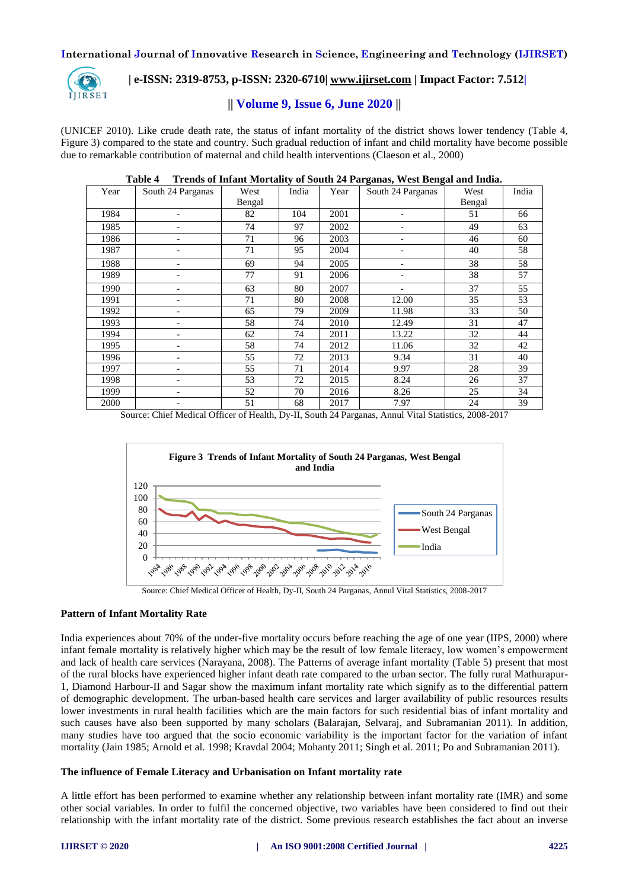(UNICEF 2010). Like crude death rate, the status of infant mortality of the district shows lower tendency (Table 4, Figure 3) compared to the state and country. Such gradual reduction of infant and child mortality have become possible due to remarkable contribution of maternal and child health interventions (Claeson et al., 2000)

**Table 4 Trends of Infant Mortality of South 24 Parganas, West Bengal and India.**

| Year | South 24 Parganas | West Bengal | India | Year | South 24 Parganas | West Bengal | India |
|---|---|---|---|---|---|---|---|
| 1984 | - | 82 | 104 | 2001 | - | 51 | 66 |
| 1985 | - | 74 | 97 | 2002 | - | 49 | 63 |
| 1986 | - | 71 | 96 | 2003 | - | 46 | 60 |
| 1987 | - | 71 | 95 | 2004 | - | 40 | 58 |
| 1988 | - | 69 | 94 | 2005 | - | 38 | 58 |
| 1989 | - | 77 | 91 | 2006 | - | 38 | 57 |
| 1990 | - | 63 | 80 | 2007 | - | 37 | 55 |
| 1991 | - | 71 | 80 | 2008 | 12.00 | 35 | 53 |
| 1992 | - | 65 | 79 | 2009 | 11.98 | 33 | 50 |
| 1993 | - | 58 | 74 | 2010 | 12.49 | 31 | 47 |
| 1994 | - | 62 | 74 | 2011 | 13.22 | 32 | 44 |
| 1995 | - | 58 | 74 | 2012 | 11.06 | 32 | 42 |
| 1996 | - | 55 | 72 | 2013 | 9.34 | 31 | 40 |
| 1997 | - | 55 | 71 | 2014 | 9.97 | 28 | 39 |
| 1998 | - | 53 | 72 | 2015 | 8.24 | 26 | 37 |
| 1999 | - | 52 | 70 | 2016 | 8.26 | 25 | 34 |
| 2000 | - | 51 | 68 | 2017 | 7.97 | 24 | 39 |

Source: Chief Medical Officer of Health, Dy-II, South 24 Parganas, Annul Vital Statistics, 2008-2017

**Figure 3 Trends of Infant Mortality of South 24 Parganas, West Bengal and India**

Source: Chief Medical Officer of Health, Dy-II, South 24 Parganas, Annul Vital Statistics, 2008-2017

### Pattern of Infant Mortality Rate

India experiences about 70% of the under-five mortality occurs before reaching the age of one year (IIPS, 2000) where infant female mortality is relatively higher which may be the result of low female literacy, low women's empowerment and lack of health care services (Narayana, 2008). The Patterns of average infant mortality (Table 5) present that most of the rural blocks have experienced higher infant death rate compared to the urban sector. The fully rural Mathurapur-1, Diamond Harbour-II and Sagar show the maximum infant mortality rate which signify as to the differential pattern of demographic development. The urban-based health care services and larger availability of public resources results lower investments in rural health facilities which are the main factors for such residential bias of infant mortality and such causes have also been supported by many scholars (Balarajan, Selvaraj, and Subramanian 2011). In addition, many studies have too argued that the socio economic variability is the important factor for the variation of infant mortality (Jain 1985; Arnold et al. 1998; Kravdal 2004; Mohanty 2011; Singh et al. 2011; Po and Subramanian 2011).

### The influence of Female Literacy and Urbanisation on Infant mortality rate

A little effort has been performed to examine whether any relationship between infant mortality rate (IMR) and some other social variables. In order to fulfil the concerned objective, two variables have been considered to find out their relationship with the infant mortality rate of the district. Some previous research establishes the fact about an inverse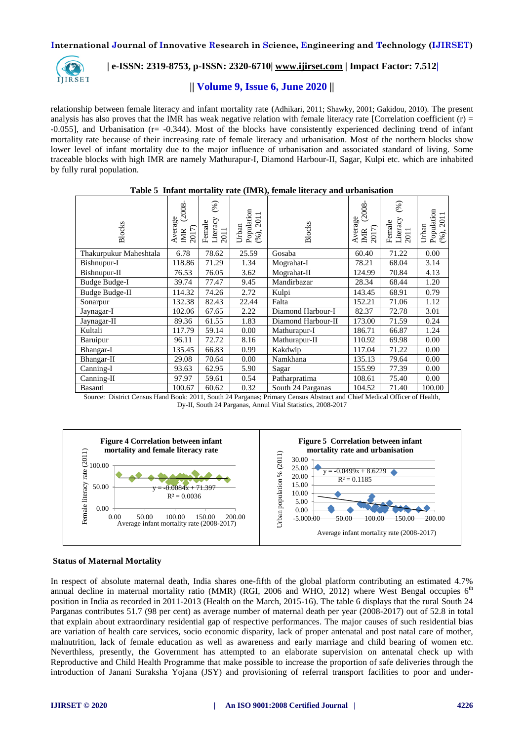relationship between female literacy and infant mortality rate (Adhikari, 2011; Shawky, 2001; Gakidou, 2010). The present analysis has also proves that the IMR has weak negative relation with female literacy rate [Correlation coefficient (r) = -0.055], and Urbanisation (r= -0.344). Most of the blocks have consistently experienced declining trend of infant mortality rate because of their increasing rate of female literacy and urbanisation. Most of the northern blocks show lower level of infant mortality due to the major influence of urbanisation and associated standard of living. Some traceable blocks with high IMR are namely Mathurapur-I, Diamond Harbour-II, Sagar, Kulpi etc. which are inhabited by fully rural population.

**Table 5 Infant mortality rate (IMR), female literacy and urbanisation**

| Blocks | Average IMR (2008-2017) | Female Literacy (%) 2011 | Urban Population (%), 2011 | Blocks | Average IMR (2008-2017) | Female Literacy (%) 2011 | Urban Population (%), 2011 |
|---|---|---|---|---|---|---|---|
| Thakurpukur Maheshtala | 6.78 | 78.62 | 25.59 | Gosaba | 60.40 | 71.22 | 0.00 |
| Bishnupur-I | 118.86 | 71.29 | 1.34 | Mograhat-I | 78.21 | 68.04 | 3.14 |
| Bishnupur-II | 76.53 | 76.05 | 3.62 | Mograhat-II | 124.99 | 70.84 | 4.13 |
| Budge Budge-I | 39.74 | 77.47 | 9.45 | Mandirbazar | 28.34 | 68.44 | 1.20 |
| Budge Budge-II | 114.32 | 74.26 | 2.72 | Kulpi | 143.45 | 68.91 | 0.79 |
| Sonarpur | 132.38 | 82.43 | 22.44 | Falta | 152.21 | 71.06 | 1.12 |
| Jaynagar-I | 102.06 | 67.65 | 2.22 | Diamond Harbour-I | 82.37 | 72.78 | 3.01 |
| Jaynagar-II | 89.36 | 61.55 | 1.83 | Diamond Harbour-II | 173.00 | 71.59 | 0.24 |
| Kultali | 117.79 | 59.14 | 0.00 | Mathurapur-I | 186.71 | 66.87 | 1.24 |
| Baruipur | 96.11 | 72.72 | 8.16 | Mathurapur-II | 110.92 | 69.98 | 0.00 |
| Bhangar-I | 135.45 | 66.83 | 0.99 | Kakdwip | 117.04 | 71.22 | 0.00 |
| Bhangar-II | 29.08 | 70.64 | 0.00 | Namkhana | 135.13 | 79.64 | 0.00 |
| Canning-I | 93.63 | 62.95 | 5.90 | Sagar | 155.99 | 77.39 | 0.00 |
| Canning-II | 97.97 | 59.61 | 0.54 | Patharpratima | 108.61 | 75.40 | 0.00 |
| Basanti | 100.67 | 60.62 | 0.32 | South 24 Parganas | 104.52 | 71.40 | 100.00 |

Source: District Census Hand Book: 2011, South 24 Parganas; Primary Census Abstract and Chief Medical Officer of Health, Dy-II, South 24 Parganas, Annul Vital Statistics, 2008-2017

**Figure 4 Correlation between infant mortality and female literacy rate**

$y = -0.0084x + 71.397$
$R^2 = 0.0036$

**Figure 5 Correlation between infant mortality rate and urbanisation**

$y = -0.0499x + 8.6229$
$R^2 = 0.1185$

### Status of Maternal Mortality

In respect of absolute maternal death, India shares one-fifth of the global platform contributing an estimated 4.7% annual decline in maternal mortality ratio (MMR) (RGI, 2006 and WHO, 2012) where West Bengal occupies 6th position in India as recorded in 2011-2013 (Health on the March, 2015-16). The table 6 displays that the rural South 24 Parganas contributes 51.7 (98 per cent) as average number of maternal death per year (2008-2017) out of 52.8 in total that explain about extraordinary residential gap of respective performances. The major causes of such residential bias are variation of health care services, socio economic disparity, lack of proper antenatal and post natal care of mother, malnutrition, lack of female education as well as awareness and early marriage and child bearing of women etc. Nevertheless, presently, the Government has attempted to an elaborate supervision on antenatal check up with Reproductive and Child Health Programme that make possible to increase the proportion of safe deliveries through the introduction of Janani Suraksha Yojana (JSY) and provisioning of referral transport facilities to poor and under-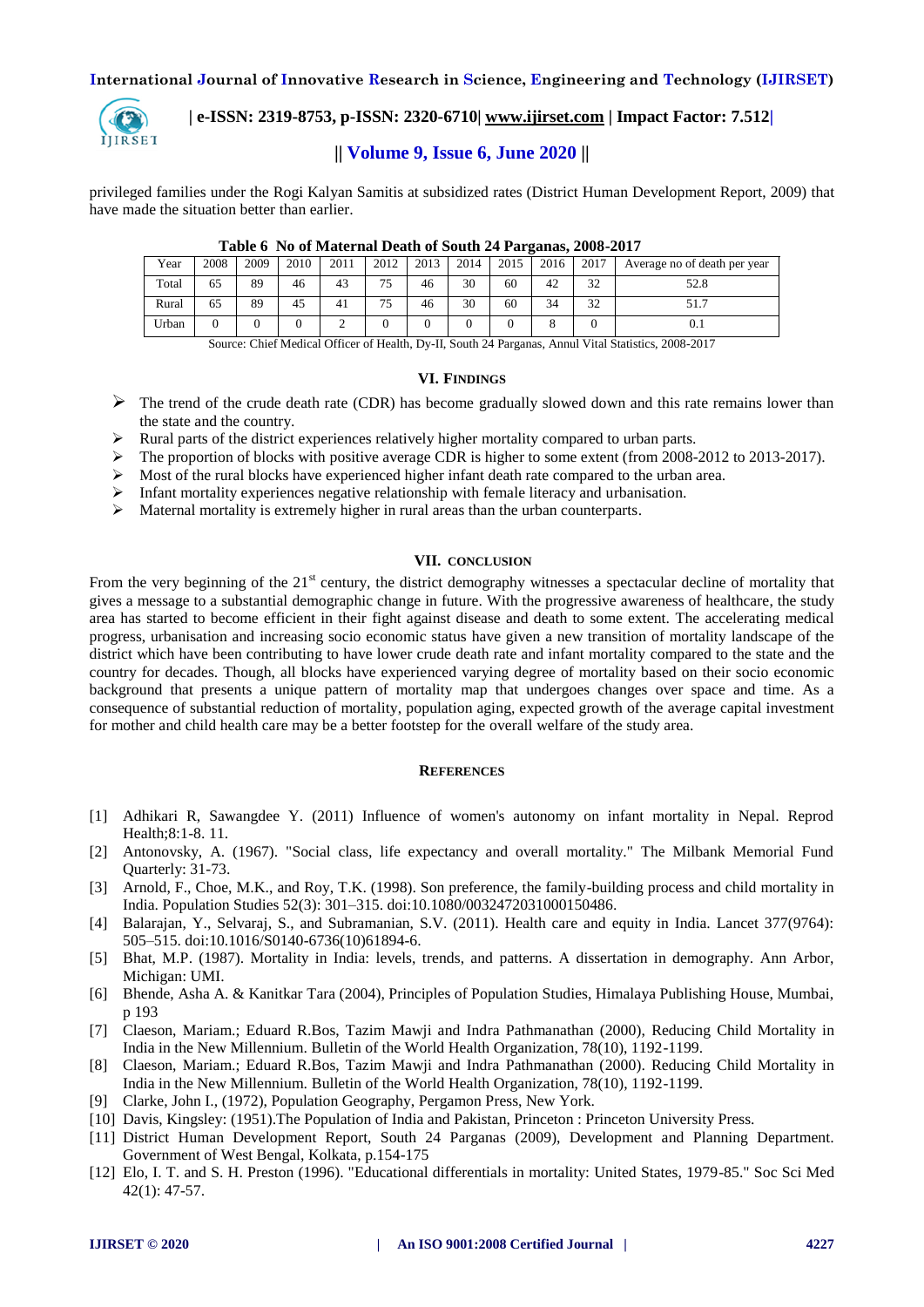privileged families under the Rogi Kalyan Samitis at subsidized rates (District Human Development Report, 2009) that have made the situation better than earlier.

**Table 6 No of Maternal Death of South 24 Parganas, 2008-2017**

| Year | 2008 | 2009 | 2010 | 2011 | 2012 | 2013 | 2014 | 2015 | 2016 | 2017 | Average no of death per year |
|---|---|---|---|---|---|---|---|---|---|---|---|
| Total | 65 | 89 | 46 | 43 | 75 | 46 | 30 | 60 | 42 | 32 | 52.8 |
| Rural | 65 | 89 | 45 | 41 | 75 | 46 | 30 | 60 | 34 | 32 | 51.7 |
| Urban | 0 | 0 | 0 | 2 | 0 | 0 | 0 | 0 | 8 | 0 | 0.1 |

Source: Chief Medical Officer of Health, Dy-II, South 24 Parganas, Annul Vital Statistics, 2008-2017

## VI. Findings

- The trend of the crude death rate (CDR) has become gradually slowed down and this rate remains lower than the state and the country.
- Rural parts of the district experiences relatively higher mortality compared to urban parts.
- The proportion of blocks with positive average CDR is higher to some extent (from 2008-2012 to 2013-2017).
- Most of the rural blocks have experienced higher infant death rate compared to the urban area.
- Infant mortality experiences negative relationship with female literacy and urbanisation.
- Maternal mortality is extremely higher in rural areas than the urban counterparts.

## VII. Conclusion

From the very beginning of the 21st century, the district demography witnesses a spectacular decline of mortality that gives a message to a substantial demographic change in future. With the progressive awareness of healthcare, the study area has started to become efficient in their fight against disease and death to some extent. The accelerating medical progress, urbanisation and increasing socio economic status have given a new transition of mortality landscape of the district which have been contributing to have lower crude death rate and infant mortality compared to the state and the country for decades. Though, all blocks have experienced varying degree of mortality based on their socio economic background that presents a unique pattern of mortality map that undergoes changes over space and time. As a consequence of substantial reduction of mortality, population aging, expected growth of the average capital investment for mother and child health care may be a better footstep for the overall welfare of the study area.

## References

[1] Adhikari R, Sawangdee Y. (2011) Influence of women's autonomy on infant mortality in Nepal. Reprod Health;8:1-8. 11.

[2] Antonovsky, A. (1967). "Social class, life expectancy and overall mortality." The Milbank Memorial Fund Quarterly: 31-73.

[3] Arnold, F., Choe, M.K., and Roy, T.K. (1998). Son preference, the family-building process and child mortality in India. Population Studies 52(3): 301–315. doi:10.1080/0032472031000150486.

[4] Balarajan, Y., Selvaraj, S., and Subramanian, S.V. (2011). Health care and equity in India. Lancet 377(9764): 505–515. doi:10.1016/S0140-6736(10)61894-6.

[5] Bhat, M.P. (1987). Mortality in India: levels, trends, and patterns. A dissertation in demography. Ann Arbor, Michigan: UMI.

[6] Bhende, Asha A. & Kanitkar Tara (2004), Principles of Population Studies, Himalaya Publishing House, Mumbai, p 193

[7] Claeson, Mariam.; Eduard R.Bos, Tazim Mawji and Indra Pathmanathan (2000), Reducing Child Mortality in India in the New Millennium. Bulletin of the World Health Organization, 78(10), 1192-1199.

[8] Claeson, Mariam.; Eduard R.Bos, Tazim Mawji and Indra Pathmanathan (2000). Reducing Child Mortality in India in the New Millennium. Bulletin of the World Health Organization, 78(10), 1192-1199.

[9] Clarke, John I., (1972), Population Geography, Pergamon Press, New York.

[10] Davis, Kingsley: (1951).The Population of India and Pakistan, Princeton : Princeton University Press.

[11] District Human Development Report, South 24 Parganas (2009), Development and Planning Department. Government of West Bengal, Kolkata, p.154-175

[12] Elo, I. T. and S. H. Preston (1996). "Educational differentials in mortality: United States, 1979-85." Soc Sci Med 42(1): 47-57.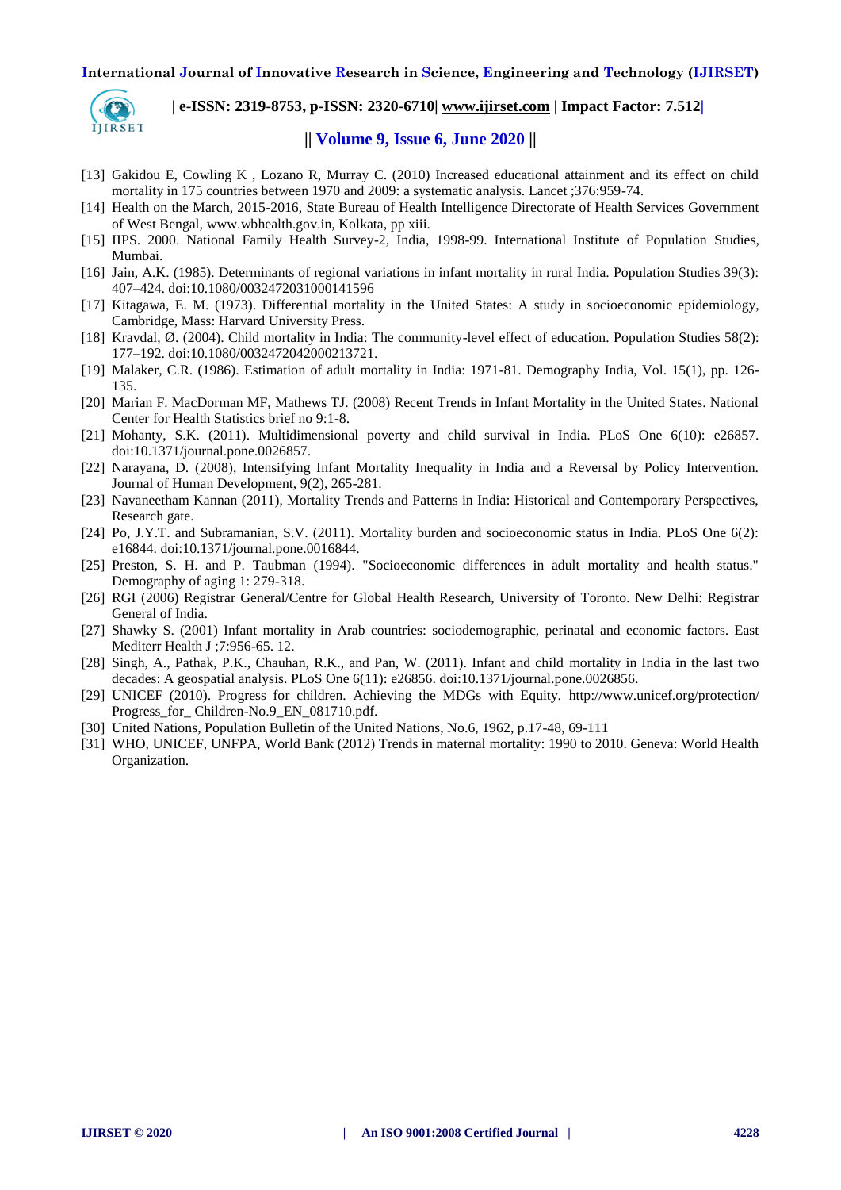[13] Gakidou E, Cowling K , Lozano R, Murray C. (2010) Increased educational attainment and its effect on child mortality in 175 countries between 1970 and 2009: a systematic analysis. Lancet ;376:959-74.

[14] Health on the March, 2015-2016, State Bureau of Health Intelligence Directorate of Health Services Government of West Bengal, www.wbhealth.gov.in, Kolkata, pp xiii.

[15] IIPS. 2000. National Family Health Survey-2, India, 1998-99. International Institute of Population Studies, Mumbai.

[16] Jain, A.K. (1985). Determinants of regional variations in infant mortality in rural India. Population Studies 39(3): 407–424. doi:10.1080/0032472031000141596

[17] Kitagawa, E. M. (1973). Differential mortality in the United States: A study in socioeconomic epidemiology, Cambridge, Mass: Harvard University Press.

[18] Kravdal, Ø. (2004). Child mortality in India: The community-level effect of education. Population Studies 58(2): 177–192. doi:10.1080/0032472042000213721.

[19] Malaker, C.R. (1986). Estimation of adult mortality in India: 1971-81. Demography India, Vol. 15(1), pp. 126-135.

[20] Marian F. MacDorman MF, Mathews TJ. (2008) Recent Trends in Infant Mortality in the United States. National Center for Health Statistics brief no 9:1-8.

[21] Mohanty, S.K. (2011). Multidimensional poverty and child survival in India. PLoS One 6(10): e26857. doi:10.1371/journal.pone.0026857.

[22] Narayana, D. (2008), Intensifying Infant Mortality Inequality in India and a Reversal by Policy Intervention. Journal of Human Development, 9(2), 265-281.

[23] Navaneetham Kannan (2011), Mortality Trends and Patterns in India: Historical and Contemporary Perspectives, Research gate.

[24] Po, J.Y.T. and Subramanian, S.V. (2011). Mortality burden and socioeconomic status in India. PLoS One 6(2): e16844. doi:10.1371/journal.pone.0016844.

[25] Preston, S. H. and P. Taubman (1994). "Socioeconomic differences in adult mortality and health status." Demography of aging 1: 279-318.

[26] RGI (2006) Registrar General/Centre for Global Health Research, University of Toronto. New Delhi: Registrar General of India.

[27] Shawky S. (2001) Infant mortality in Arab countries: sociodemographic, perinatal and economic factors. East Mediterr Health J ;7:956-65. 12.

[28] Singh, A., Pathak, P.K., Chauhan, R.K., and Pan, W. (2011). Infant and child mortality in India in the last two decades: A geospatial analysis. PLoS One 6(11): e26856. doi:10.1371/journal.pone.0026856.

[29] UNICEF (2010). Progress for children. Achieving the MDGs with Equity. http://www.unicef.org/protection/Progress_for_ Children-No.9_EN_081710.pdf.

[30] United Nations, Population Bulletin of the United Nations, No.6, 1962, p.17-48, 69-111

[31] WHO, UNICEF, UNFPA, World Bank (2012) Trends in maternal mortality: 1990 to 2010. Geneva: World Health Organization.